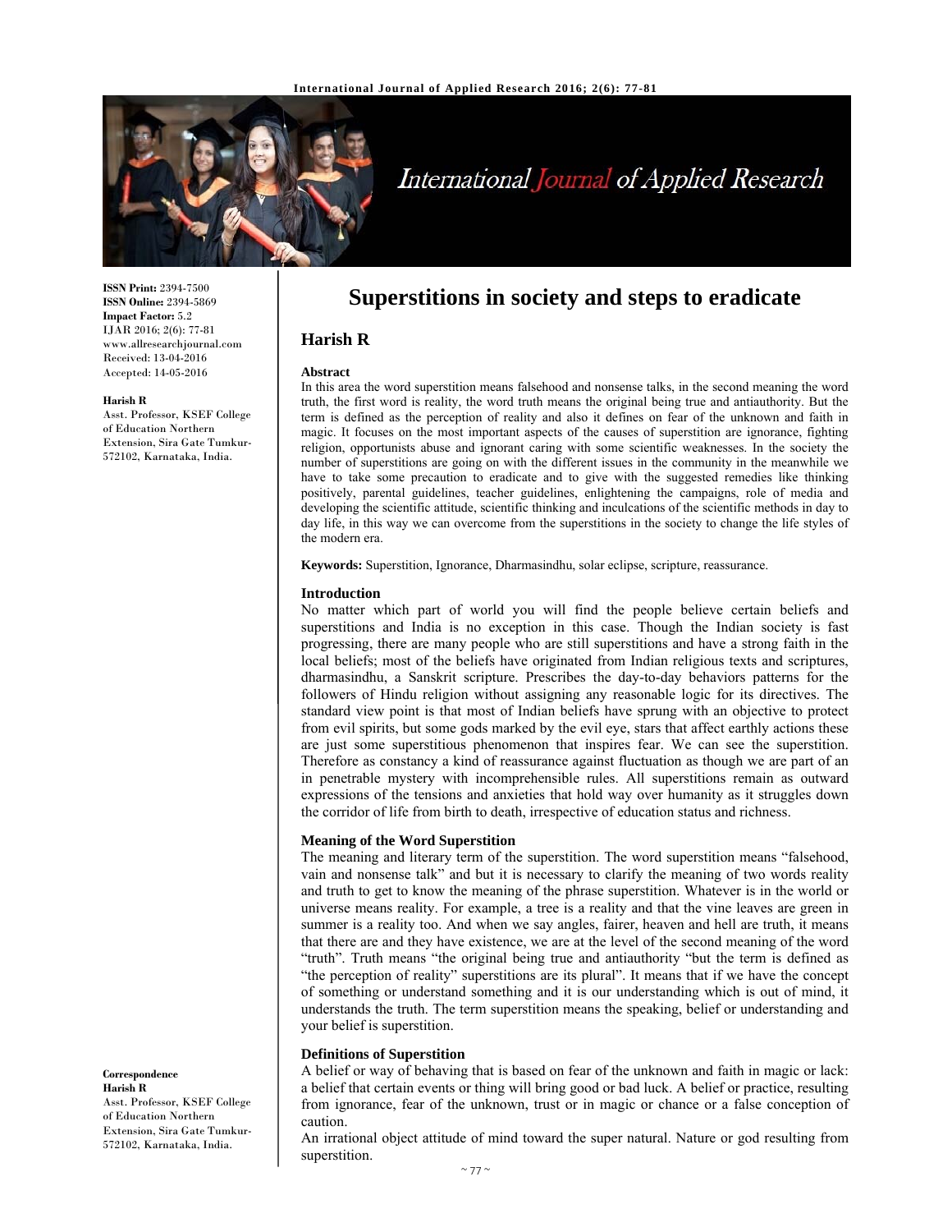**ISSN Print:** 2394-7500
**ISSN Online:** 2394-5869
**Impact Factor:** 5.2
IJAR 2016; 2(6): 77-81
www.allresearchjournal.com
Received: 13-04-2016
Accepted: 14-05-2016

**Harish R**
Asst. Professor, KSEF College of Education Northern Extension, Sira Gate Tumkur-572102, Karnataka, India.

**Correspondence**
**Harish R**
Asst. Professor, KSEF College of Education Northern Extension, Sira Gate Tumkur-572102, Karnataka, India.

# Superstitions in society and steps to eradicate

## Harish R

### Abstract

In this area the word superstition means falsehood and nonsense talks, in the second meaning the word truth, the first word is reality, the word truth means the original being true and antiauthority. But the term is defined as the perception of reality and also it defines on fear of the unknown and faith in magic. It focuses on the most important aspects of the causes of superstition are ignorance, fighting religion, opportunists abuse and ignorant caring with some scientific weaknesses. In the society the number of superstitions are going on with the different issues in the community in the meanwhile we have to take some precaution to eradicate and to give with the suggested remedies like thinking positively, parental guidelines, teacher guidelines, enlightening the campaigns, role of media and developing the scientific attitude, scientific thinking and inculcations of the scientific methods in day to day life, in this way we can overcome from the superstitions in the society to change the life styles of the modern era.

**Keywords:** Superstition, Ignorance, Dharmasindhu, solar eclipse, scripture, reassurance.

### Introduction

No matter which part of world you will find the people believe certain beliefs and superstitions and India is no exception in this case. Though the Indian society is fast progressing, there are many people who are still superstitions and have a strong faith in the local beliefs; most of the beliefs have originated from Indian religious texts and scriptures, dharmasindhu, a Sanskrit scripture. Prescribes the day-to-day behaviors patterns for the followers of Hindu religion without assigning any reasonable logic for its directives. The standard view point is that most of Indian beliefs have sprung with an objective to protect from evil spirits, but some gods marked by the evil eye, stars that affect earthly actions these are just some superstitious phenomenon that inspires fear. We can see the superstition. Therefore as constancy a kind of reassurance against fluctuation as though we are part of an in penetrable mystery with incomprehensible rules. All superstitions remain as outward expressions of the tensions and anxieties that hold way over humanity as it struggles down the corridor of life from birth to death, irrespective of education status and richness.

### Meaning of the Word Superstition

The meaning and literary term of the superstition. The word superstition means "falsehood, vain and nonsense talk" and but it is necessary to clarify the meaning of two words reality and truth to get to know the meaning of the phrase superstition. Whatever is in the world or universe means reality. For example, a tree is a reality and that the vine leaves are green in summer is a reality too. And when we say angles, fairer, heaven and hell are truth, it means that there are and they have existence, we are at the level of the second meaning of the word "truth". Truth means "the original being true and antiauthority "but the term is defined as "the perception of reality" superstitions are its plural". It means that if we have the concept of something or understand something and it is our understanding which is out of mind, it understands the truth. The term superstition means the speaking, belief or understanding and your belief is superstition.

### Definitions of Superstition

A belief or way of behaving that is based on fear of the unknown and faith in magic or lack: a belief that certain events or thing will bring good or bad luck. A belief or practice, resulting from ignorance, fear of the unknown, trust or in magic or chance or a false conception of caution.

An irrational object attitude of mind toward the super natural. Nature or god resulting from superstition.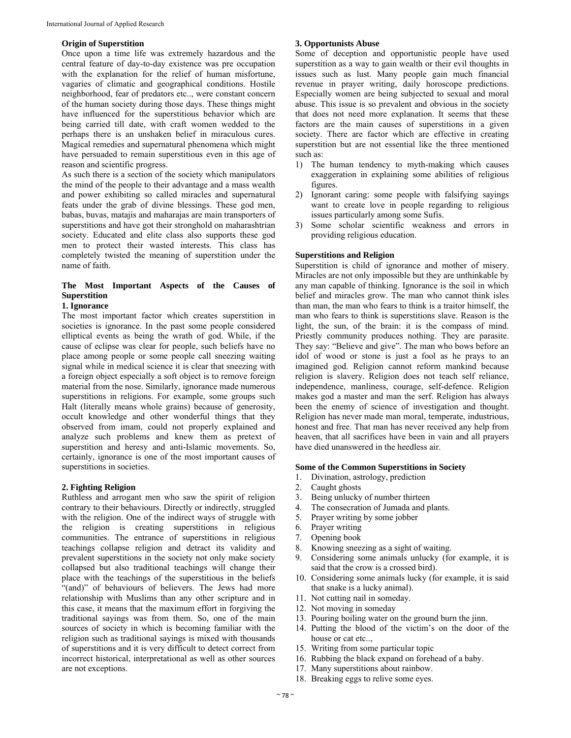**Origin of Superstition**

Once upon a time life was extremely hazardous and the central feature of day-to-day existence was pre occupation with the explanation for the relief of human misfortune, vagaries of climatic and geographical conditions. Hostile neighborhood, fear of predators etc.., were constant concern of the human society during those days. These things might have influenced for the superstitious behavior which are being carried till date, with craft women wedded to the perhaps there is an unshaken belief in miraculous cures. Magical remedies and supernatural phenomena which might have persuaded to remain superstitious even in this age of reason and scientific progress.

As such there is a section of the society which manipulators the mind of the people to their advantage and a mass wealth and power exhibiting so called miracles and supernatural feats under the grab of divine blessings. These god men, babas, buvas, matajis and maharajas are main transporters of superstitions and have got their stronghold on maharashtrian society. Educated and elite class also supports these god men to protect their wasted interests. This class has completely twisted the meaning of superstition under the name of faith.

**The Most Important Aspects of the Causes of Superstition**

**1. Ignorance**

The most important factor which creates superstition in societies is ignorance. In the past some people considered elliptical events as being the wrath of god. While, if the cause of eclipse was clear for people, such beliefs have no place among people or some people call sneezing waiting signal while in medical science it is clear that sneezing with a foreign object especially a soft object is to remove foreign material from the nose. Similarly, ignorance made numerous superstitions in religions. For example, some groups such Halt (literally means whole grains) because of generosity, occult knowledge and other wonderful things that they observed from imam, could not properly explained and analyze such problems and knew them as pretext of superstition and heresy and anti-Islamic movements. So, certainly, ignorance is one of the most important causes of superstitions in societies.

**2. Fighting Religion**

Ruthless and arrogant men who saw the spirit of religion contrary to their behaviours. Directly or indirectly, struggled with the religion. One of the indirect ways of struggle with the religion is creating superstitions in religious communities. The entrance of superstitions in religious teachings collapse religion and detract its validity and prevalent superstitions in the society not only make society collapsed but also traditional teachings will change their place with the teachings of the superstitious in the beliefs "(and)" of behaviours of believers. The Jews had more relationship with Muslims than any other scripture and in this case, it means that the maximum effort in forgiving the traditional sayings was from them. So, one of the main sources of society in which is becoming familiar with the religion such as traditional sayings is mixed with thousands of superstitions and it is very difficult to detect correct from incorrect historical, interpretational as well as other sources are not exceptions.

**3. Opportunists Abuse**

Some of deception and opportunistic people have used superstition as a way to gain wealth or their evil thoughts in issues such as lust. Many people gain much financial revenue in prayer writing, daily horoscope predictions. Especially women are being subjected to sexual and moral abuse. This issue is so prevalent and obvious in the society that does not need more explanation. It seems that these factors are the main causes of superstitions in a given society. There are factor which are effective in creating superstition but are not essential like the three mentioned such as:

1) The human tendency to myth-making which causes exaggeration in explaining some abilities of religious figures.
2) Ignorant caring: some people with falsifying sayings want to create love in people regarding to religious issues particularly among some Sufis.
3) Some scholar scientific weakness and errors in providing religious education.

**Superstitions and Religion**

Superstition is child of ignorance and mother of misery. Miracles are not only impossible but they are unthinkable by any man capable of thinking. Ignorance is the soil in which belief and miracles grow. The man who cannot think isles than man, the man who fears to think is a traitor himself, the man who fears to think is superstitions slave. Reason is the light, the sun, of the brain: it is the compass of mind. Priestly community produces nothing. They are parasite. They say: "Believe and give". The man who bows before an idol of wood or stone is just a fool as he prays to an imagined god. Religion cannot reform mankind because religion is slavery. Religion does not teach self reliance, independence, manliness, courage, self-defence. Religion makes god a master and man the serf. Religion has always been the enemy of science of investigation and thought. Religion has never made man moral, temperate, industrious, honest and free. That man has never received any help from heaven, that all sacrifices have been in vain and all prayers have died unanswered in the heedless air.

**Some of the Common Superstitions in Society**

1. Divination, astrology, prediction
2. Caught ghosts
3. Being unlucky of number thirteen
4. The consecration of Jumada and plants.
5. Prayer writing by some jobber
6. Prayer writing
7. Opening book
8. Knowing sneezing as a sight of waiting.
9. Considering some animals unlucky (for example, it is said that the crow is a crossed bird).
10. Considering some animals lucky (for example, it is said that snake is a lucky animal).
11. Not cutting nail in someday.
12. Not moving in someday
13. Pouring boiling water on the ground burn the jinn.
14. Putting the blood of the victim's on the door of the house or cat etc..,
15. Writing from some particular topic
16. Rubbing the black expand on forehead of a baby.
17. Many superstitions about rainbow.
18. Breaking eggs to relive some eyes.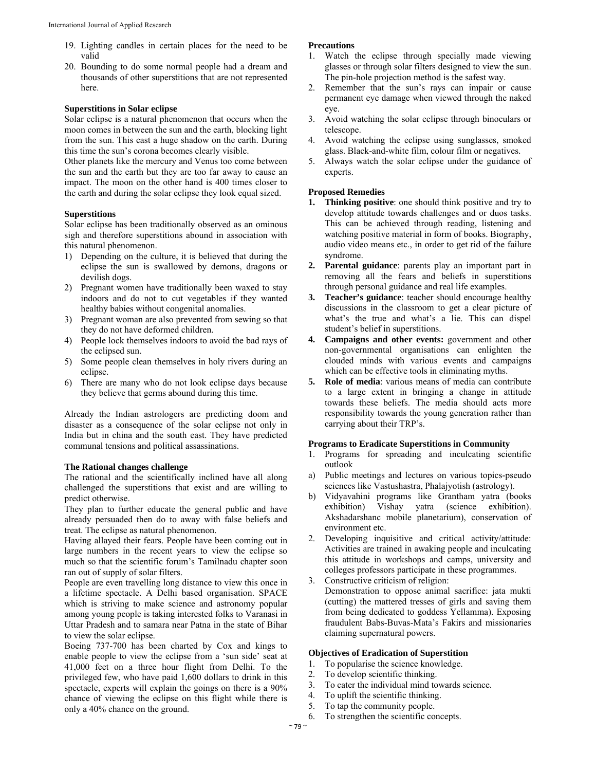19. Lighting candles in certain places for the need to be valid
20. Bounding to do some normal people had a dream and thousands of other superstitions that are not represented here.

**Superstitions in Solar eclipse**

Solar eclipse is a natural phenomenon that occurs when the moon comes in between the sun and the earth, blocking light from the sun. This cast a huge shadow on the earth. During this time the sun's corona becomes clearly visible.

Other planets like the mercury and Venus too come between the sun and the earth but they are too far away to cause an impact. The moon on the other hand is 400 times closer to the earth and during the solar eclipse they look equal sized.

**Superstitions**

Solar eclipse has been traditionally observed as an ominous sigh and therefore superstitions abound in association with this natural phenomenon.

1) Depending on the culture, it is believed that during the eclipse the sun is swallowed by demons, dragons or devilish dogs.
2) Pregnant women have traditionally been waxed to stay indoors and do not to cut vegetables if they wanted healthy babies without congenital anomalies.
3) Pregnant woman are also prevented from sewing so that they do not have deformed children.
4) People lock themselves indoors to avoid the bad rays of the eclipsed sun.
5) Some people clean themselves in holy rivers during an eclipse.
6) There are many who do not look eclipse days because they believe that germs abound during this time.

Already the Indian astrologers are predicting doom and disaster as a consequence of the solar eclipse not only in India but in china and the south east. They have predicted communal tensions and political assassinations.

**The Rational changes challenge**

The rational and the scientifically inclined have all along challenged the superstitions that exist and are willing to predict otherwise.

They plan to further educate the general public and have already persuaded then do to away with false beliefs and treat. The eclipse as natural phenomenon.

Having allayed their fears. People have been coming out in large numbers in the recent years to view the eclipse so much so that the scientific forum's Tamilnadu chapter soon ran out of supply of solar filters.

People are even travelling long distance to view this once in a lifetime spectacle. A Delhi based organisation. SPACE which is striving to make science and astronomy popular among young people is taking interested folks to Varanasi in Uttar Pradesh and to samara near Patna in the state of Bihar to view the solar eclipse.

Boeing 737-700 has been charted by Cox and kings to enable people to view the eclipse from a 'sun side' seat at 41,000 feet on a three hour flight from Delhi. To the privileged few, who have paid 1,600 dollars to drink in this spectacle, experts will explain the goings on there is a 90% chance of viewing the eclipse on this flight while there is only a 40% chance on the ground.

**Precautions**

1. Watch the eclipse through specially made viewing glasses or through solar filters designed to view the sun. The pin-hole projection method is the safest way.
2. Remember that the sun's rays can impair or cause permanent eye damage when viewed through the naked eye.
3. Avoid watching the solar eclipse through binoculars or telescope.
4. Avoid watching the eclipse using sunglasses, smoked glass. Black-and-white film, colour film or negatives.
5. Always watch the solar eclipse under the guidance of experts.

**Proposed Remedies**

1. **Thinking positive**: one should think positive and try to develop attitude towards challenges and or duos tasks. This can be achieved through reading, listening and watching positive material in form of books. Biography, audio video means etc., in order to get rid of the failure syndrome.
2. **Parental guidance**: parents play an important part in removing all the fears and beliefs in superstitions through personal guidance and real life examples.
3. **Teacher's guidance**: teacher should encourage healthy discussions in the classroom to get a clear picture of what's the true and what's a lie. This can dispel student's belief in superstitions.
4. **Campaigns and other events:** government and other non-governmental organisations can enlighten the clouded minds with various events and campaigns which can be effective tools in eliminating myths.
5. **Role of media**: various means of media can contribute to a large extent in bringing a change in attitude towards these beliefs. The media should acts more responsibility towards the young generation rather than carrying about their TRP's.

**Programs to Eradicate Superstitions in Community**

1. Programs for spreading and inculcating scientific outlook
   a) Public meetings and lectures on various topics-pseudo sciences like Vastushastra, Phalajyotish (astrology).
   b) Vidyavahini programs like Grantham yatra (books exhibition) Vishay yatra (science exhibition). Akshadarshanc mobile planetarium), conservation of environment etc.
2. Developing inquisitive and critical activity/attitude: Activities are trained in awaking people and inculcating this attitude in workshops and camps, university and colleges professors participate in these programmes.
3. Constructive criticism of religion:
   Demonstration to oppose animal sacrifice: jata mukti (cutting) the mattered tresses of girls and saving them from being dedicated to goddess Yellamma). Exposing fraudulent Babs-Buvas-Mata's Fakirs and missionaries claiming supernatural powers.

**Objectives of Eradication of Superstition**

1. To popularise the science knowledge.
2. To develop scientific thinking.
3. To cater the individual mind towards science.
4. To uplift the scientific thinking.
5. To tap the community people.
6. To strengthen the scientific concepts.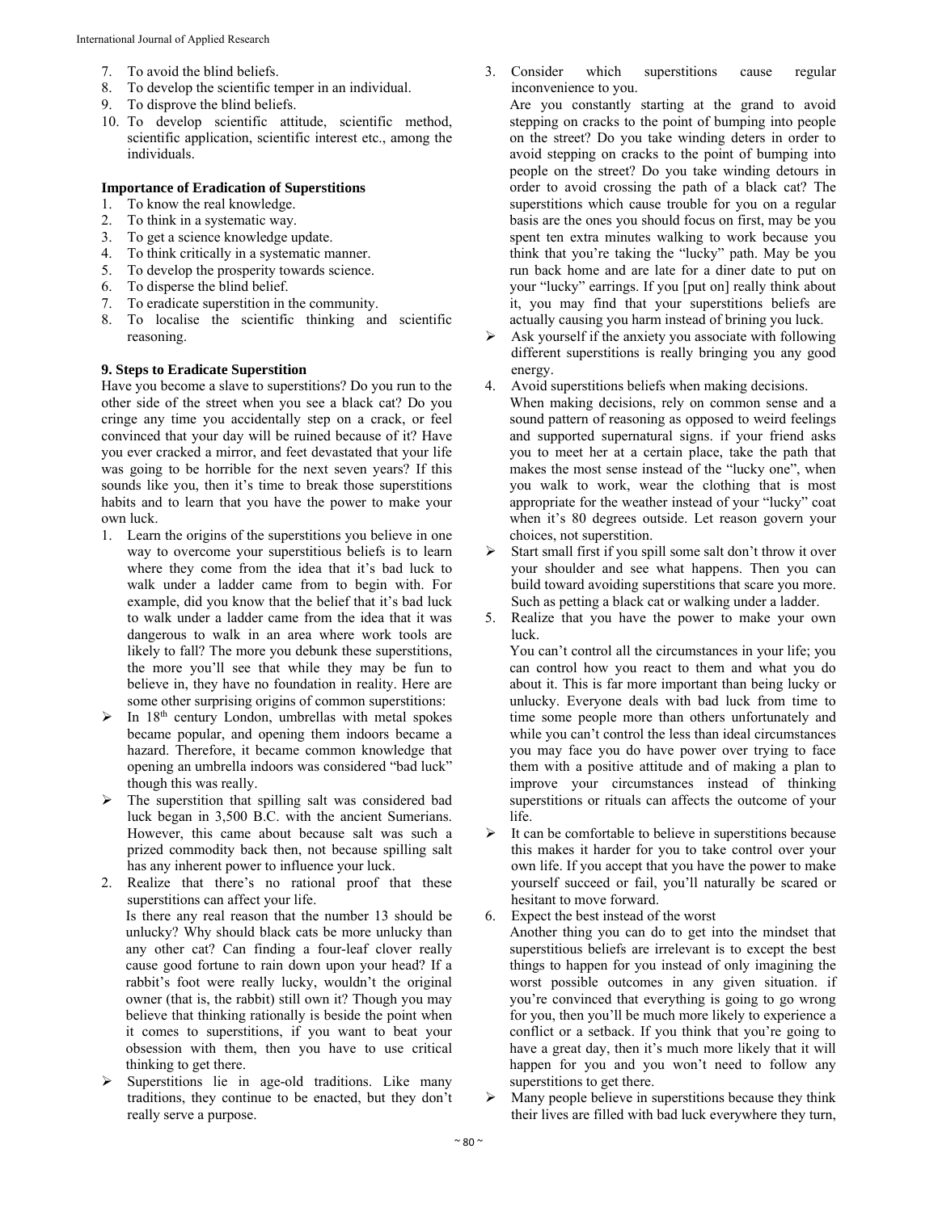7. To avoid the blind beliefs.
8. To develop the scientific temper in an individual.
9. To disprove the blind beliefs.
10. To develop scientific attitude, scientific method, scientific application, scientific interest etc., among the individuals.

**Importance of Eradication of Superstitions**

1. To know the real knowledge.
2. To think in a systematic way.
3. To get a science knowledge update.
4. To think critically in a systematic manner.
5. To develop the prosperity towards science.
6. To disperse the blind belief.
7. To eradicate superstition in the community.
8. To localise the scientific thinking and scientific reasoning.

**9. Steps to Eradicate Superstition**

Have you become a slave to superstitions? Do you run to the other side of the street when you see a black cat? Do you cringe any time you accidentally step on a crack, or feel convinced that your day will be ruined because of it? Have you ever cracked a mirror, and feet devastated that your life was going to be horrible for the next seven years? If this sounds like you, then it's time to break those superstitions habits and to learn that you have the power to make your own luck.

1. Learn the origins of the superstitions you believe in one way to overcome your superstitious beliefs is to learn where they come from the idea that it's bad luck to walk under a ladder came from to begin with. For example, did you know that the belief that it's bad luck to walk under a ladder came from the idea that it was dangerous to walk in an area where work tools are likely to fall? The more you debunk these superstitions, the more you'll see that while they may be fun to believe in, they have no foundation in reality. Here are some other surprising origins of common superstitions:
   - In 18th century London, umbrellas with metal spokes became popular, and opening them indoors became a hazard. Therefore, it became common knowledge that opening an umbrella indoors was considered "bad luck" though this was really.
   - The superstition that spilling salt was considered bad luck began in 3,500 B.C. with the ancient Sumerians. However, this came about because salt was such a prized commodity back then, not because spilling salt has any inherent power to influence your luck.
2. Realize that there's no rational proof that these superstitions can affect your life.
   Is there any real reason that the number 13 should be unlucky? Why should black cats be more unlucky than any other cat? Can finding a four-leaf clover really cause good fortune to rain down upon your head? If a rabbit's foot were really lucky, wouldn't the original owner (that is, the rabbit) still own it? Though you may believe that thinking rationally is beside the point when it comes to superstitions, if you want to beat your obsession with them, then you have to use critical thinking to get there.
   - Superstitions lie in age-old traditions. Like many traditions, they continue to be enacted, but they don't really serve a purpose.
3. Consider which superstitions cause regular inconvenience to you.
   Are you constantly starting at the grand to avoid stepping on cracks to the point of bumping into people on the street? Do you take winding deters in order to avoid stepping on cracks to the point of bumping into people on the street? Do you take winding detours in order to avoid crossing the path of a black cat? The superstitions which cause trouble for you on a regular basis are the ones you should focus on first, may be you spent ten extra minutes walking to work because you think that you're taking the "lucky" path. May be you run back home and are late for a diner date to put on your "lucky" earrings. If you [put on] really think about it, you may find that your superstitions beliefs are actually causing you harm instead of brining you luck.
   - Ask yourself if the anxiety you associate with following different superstitions is really bringing you any good energy.
4. Avoid superstitions beliefs when making decisions.
   When making decisions, rely on common sense and a sound pattern of reasoning as opposed to weird feelings and supported supernatural signs. if your friend asks you to meet her at a certain place, take the path that makes the most sense instead of the "lucky one", when you walk to work, wear the clothing that is most appropriate for the weather instead of your "lucky" coat when it's 80 degrees outside. Let reason govern your choices, not superstition.
   - Start small first if you spill some salt don't throw it over your shoulder and see what happens. Then you can build toward avoiding superstitions that scare you more. Such as petting a black cat or walking under a ladder.
5. Realize that you have the power to make your own luck.
   You can't control all the circumstances in your life; you can control how you react to them and what you do about it. This is far more important than being lucky or unlucky. Everyone deals with bad luck from time to time some people more than others unfortunately and while you can't control the less than ideal circumstances you may face you do have power over trying to face them with a positive attitude and of making a plan to improve your circumstances instead of thinking superstitions or rituals can affects the outcome of your life.
   - It can be comfortable to believe in superstitions because this makes it harder for you to take control over your own life. If you accept that you have the power to make yourself succeed or fail, you'll naturally be scared or hesitant to move forward.
6. Expect the best instead of the worst
   Another thing you can do to get into the mindset that superstitious beliefs are irrelevant is to except the best things to happen for you instead of only imagining the worst possible outcomes in any given situation. if you're convinced that everything is going to go wrong for you, then you'll be much more likely to experience a conflict or a setback. If you think that you're going to have a great day, then it's much more likely that it will happen for you and you won't need to follow any superstitions to get there.
   - Many people believe in superstitions because they think their lives are filled with bad luck everywhere they turn,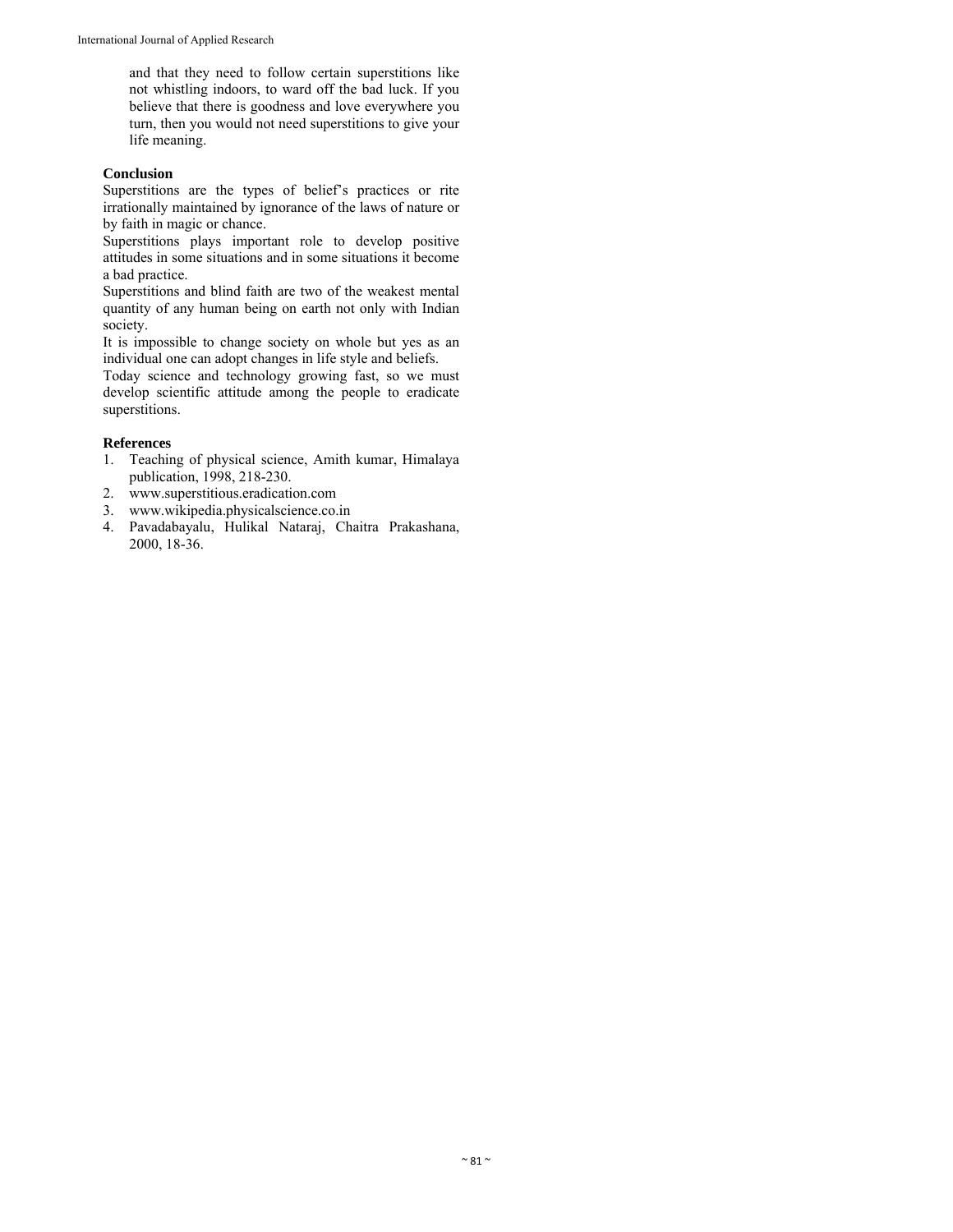and that they need to follow certain superstitions like not whistling indoors, to ward off the bad luck. If you believe that there is goodness and love everywhere you turn, then you would not need superstitions to give your life meaning.

## Conclusion

Superstitions are the types of belief's practices or rite irrationally maintained by ignorance of the laws of nature or by faith in magic or chance.

Superstitions plays important role to develop positive attitudes in some situations and in some situations it become a bad practice.

Superstitions and blind faith are two of the weakest mental quantity of any human being on earth not only with Indian society.

It is impossible to change society on whole but yes as an individual one can adopt changes in life style and beliefs.

Today science and technology growing fast, so we must develop scientific attitude among the people to eradicate superstitions.

## References

1. Teaching of physical science, Amith kumar, Himalaya publication, 1998, 218-230.
2. www.superstitious.eradication.com
3. www.wikipedia.physicalscience.co.in
4. Pavadabayalu, Hulikal Nataraj, Chaitra Prakashana, 2000, 18-36.